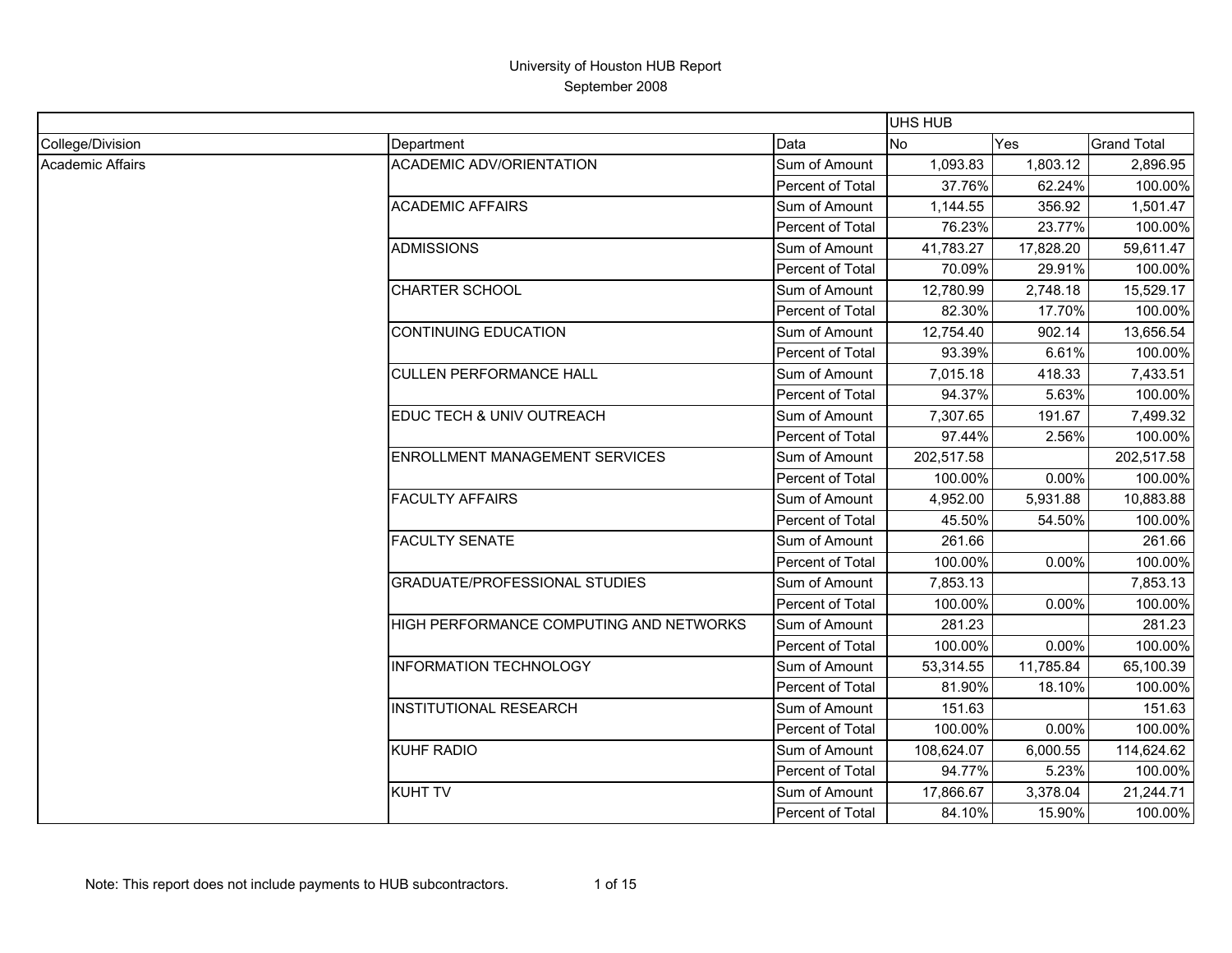# University of Houston HUB Report

September 2008

| | | | UHS HUB | | |
|---|---|---|---|---|---|
| College/Division | Department | Data | No | Yes | Grand Total |
| Academic Affairs | ACADEMIC ADV/ORIENTATION | Sum of Amount | 1,093.83 | 1,803.12 | 2,896.95 |
| | | Percent of Total | 37.76% | 62.24% | 100.00% |
| | ACADEMIC AFFAIRS | Sum of Amount | 1,144.55 | 356.92 | 1,501.47 |
| | | Percent of Total | 76.23% | 23.77% | 100.00% |
| | ADMISSIONS | Sum of Amount | 41,783.27 | 17,828.20 | 59,611.47 |
| | | Percent of Total | 70.09% | 29.91% | 100.00% |
| | CHARTER SCHOOL | Sum of Amount | 12,780.99 | 2,748.18 | 15,529.17 |
| | | Percent of Total | 82.30% | 17.70% | 100.00% |
| | CONTINUING EDUCATION | Sum of Amount | 12,754.40 | 902.14 | 13,656.54 |
| | | Percent of Total | 93.39% | 6.61% | 100.00% |
| | CULLEN PERFORMANCE HALL | Sum of Amount | 7,015.18 | 418.33 | 7,433.51 |
| | | Percent of Total | 94.37% | 5.63% | 100.00% |
| | EDUC TECH & UNIV OUTREACH | Sum of Amount | 7,307.65 | 191.67 | 7,499.32 |
| | | Percent of Total | 97.44% | 2.56% | 100.00% |
| | ENROLLMENT MANAGEMENT SERVICES | Sum of Amount | 202,517.58 | | 202,517.58 |
| | | Percent of Total | 100.00% | 0.00% | 100.00% |
| | FACULTY AFFAIRS | Sum of Amount | 4,952.00 | 5,931.88 | 10,883.88 |
| | | Percent of Total | 45.50% | 54.50% | 100.00% |
| | FACULTY SENATE | Sum of Amount | 261.66 | | 261.66 |
| | | Percent of Total | 100.00% | 0.00% | 100.00% |
| | GRADUATE/PROFESSIONAL STUDIES | Sum of Amount | 7,853.13 | | 7,853.13 |
| | | Percent of Total | 100.00% | 0.00% | 100.00% |
| | HIGH PERFORMANCE COMPUTING AND NETWORKS | Sum of Amount | 281.23 | | 281.23 |
| | | Percent of Total | 100.00% | 0.00% | 100.00% |
| | INFORMATION TECHNOLOGY | Sum of Amount | 53,314.55 | 11,785.84 | 65,100.39 |
| | | Percent of Total | 81.90% | 18.10% | 100.00% |
| | INSTITUTIONAL RESEARCH | Sum of Amount | 151.63 | | 151.63 |
| | | Percent of Total | 100.00% | 0.00% | 100.00% |
| | KUHF RADIO | Sum of Amount | 108,624.07 | 6,000.55 | 114,624.62 |
| | | Percent of Total | 94.77% | 5.23% | 100.00% |
| | KUHT TV | Sum of Amount | 17,866.67 | 3,378.04 | 21,244.71 |
| | | Percent of Total | 84.10% | 15.90% | 100.00% |

Note: This report does not include payments to HUB subcontractors.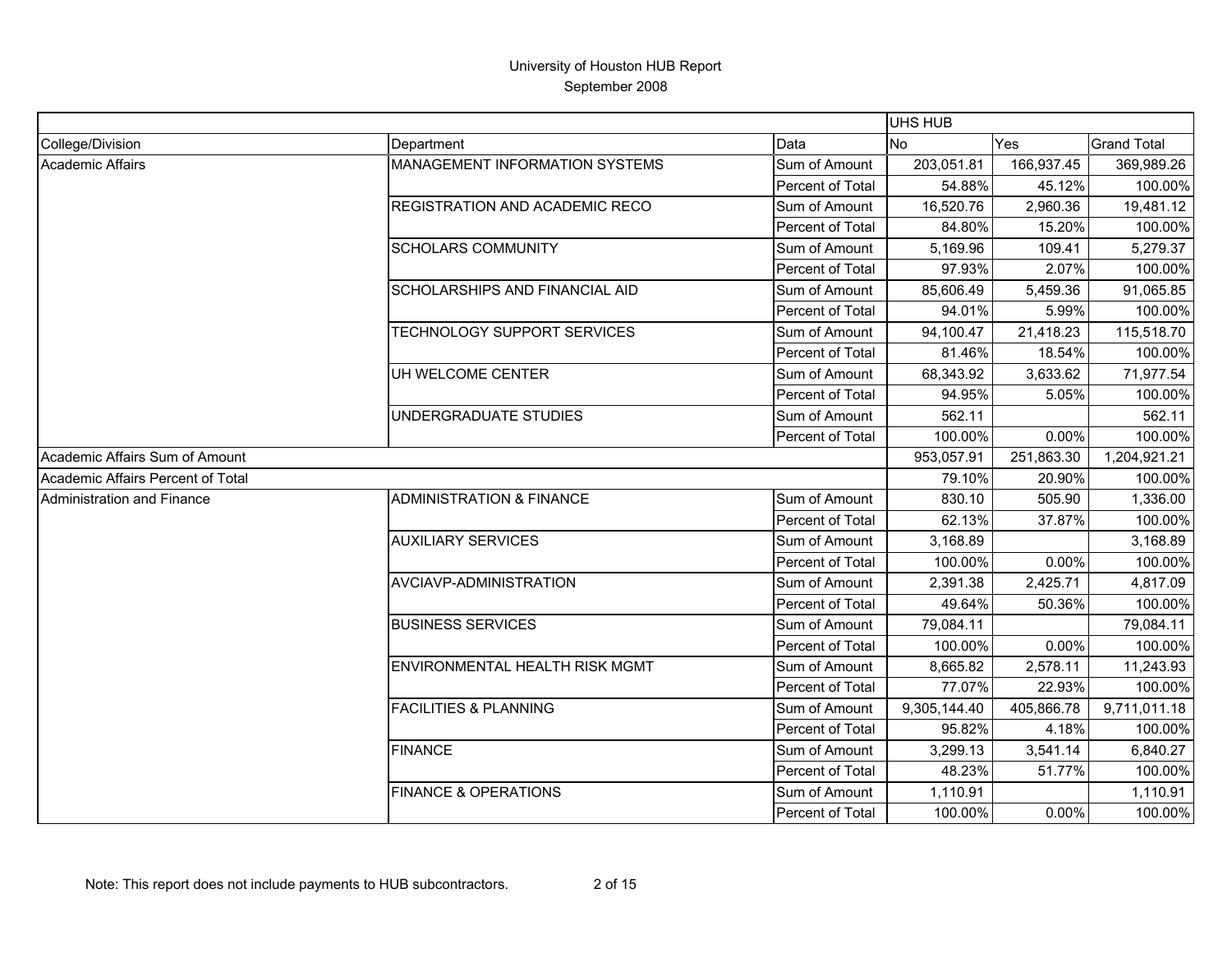# University of Houston HUB Report

September 2008

| | | | UHS HUB | | |
|---|---|---|---|---|---|
| College/Division | Department | Data | No | Yes | Grand Total |
| Academic Affairs | MANAGEMENT INFORMATION SYSTEMS | Sum of Amount | 203,051.81 | 166,937.45 | 369,989.26 |
| | | Percent of Total | 54.88% | 45.12% | 100.00% |
| | REGISTRATION AND ACADEMIC RECO | Sum of Amount | 16,520.76 | 2,960.36 | 19,481.12 |
| | | Percent of Total | 84.80% | 15.20% | 100.00% |
| | SCHOLARS COMMUNITY | Sum of Amount | 5,169.96 | 109.41 | 5,279.37 |
| | | Percent of Total | 97.93% | 2.07% | 100.00% |
| | SCHOLARSHIPS AND FINANCIAL AID | Sum of Amount | 85,606.49 | 5,459.36 | 91,065.85 |
| | | Percent of Total | 94.01% | 5.99% | 100.00% |
| | TECHNOLOGY SUPPORT SERVICES | Sum of Amount | 94,100.47 | 21,418.23 | 115,518.70 |
| | | Percent of Total | 81.46% | 18.54% | 100.00% |
| | UH WELCOME CENTER | Sum of Amount | 68,343.92 | 3,633.62 | 71,977.54 |
| | | Percent of Total | 94.95% | 5.05% | 100.00% |
| | UNDERGRADUATE STUDIES | Sum of Amount | 562.11 | | 562.11 |
| | | Percent of Total | 100.00% | 0.00% | 100.00% |
| Academic Affairs Sum of Amount | | | 953,057.91 | 251,863.30 | 1,204,921.21 |
| Academic Affairs Percent of Total | | | 79.10% | 20.90% | 100.00% |
| Administration and Finance | ADMINISTRATION & FINANCE | Sum of Amount | 830.10 | 505.90 | 1,336.00 |
| | | Percent of Total | 62.13% | 37.87% | 100.00% |
| | AUXILIARY SERVICES | Sum of Amount | 3,168.89 | | 3,168.89 |
| | | Percent of Total | 100.00% | 0.00% | 100.00% |
| | AVCIAVP-ADMINISTRATION | Sum of Amount | 2,391.38 | 2,425.71 | 4,817.09 |
| | | Percent of Total | 49.64% | 50.36% | 100.00% |
| | BUSINESS SERVICES | Sum of Amount | 79,084.11 | | 79,084.11 |
| | | Percent of Total | 100.00% | 0.00% | 100.00% |
| | ENVIRONMENTAL HEALTH RISK MGMT | Sum of Amount | 8,665.82 | 2,578.11 | 11,243.93 |
| | | Percent of Total | 77.07% | 22.93% | 100.00% |
| | FACILITIES & PLANNING | Sum of Amount | 9,305,144.40 | 405,866.78 | 9,711,011.18 |
| | | Percent of Total | 95.82% | 4.18% | 100.00% |
| | FINANCE | Sum of Amount | 3,299.13 | 3,541.14 | 6,840.27 |
| | | Percent of Total | 48.23% | 51.77% | 100.00% |
| | FINANCE & OPERATIONS | Sum of Amount | 1,110.91 | | 1,110.91 |
| | | Percent of Total | 100.00% | 0.00% | 100.00% |

Note: This report does not include payments to HUB subcontractors.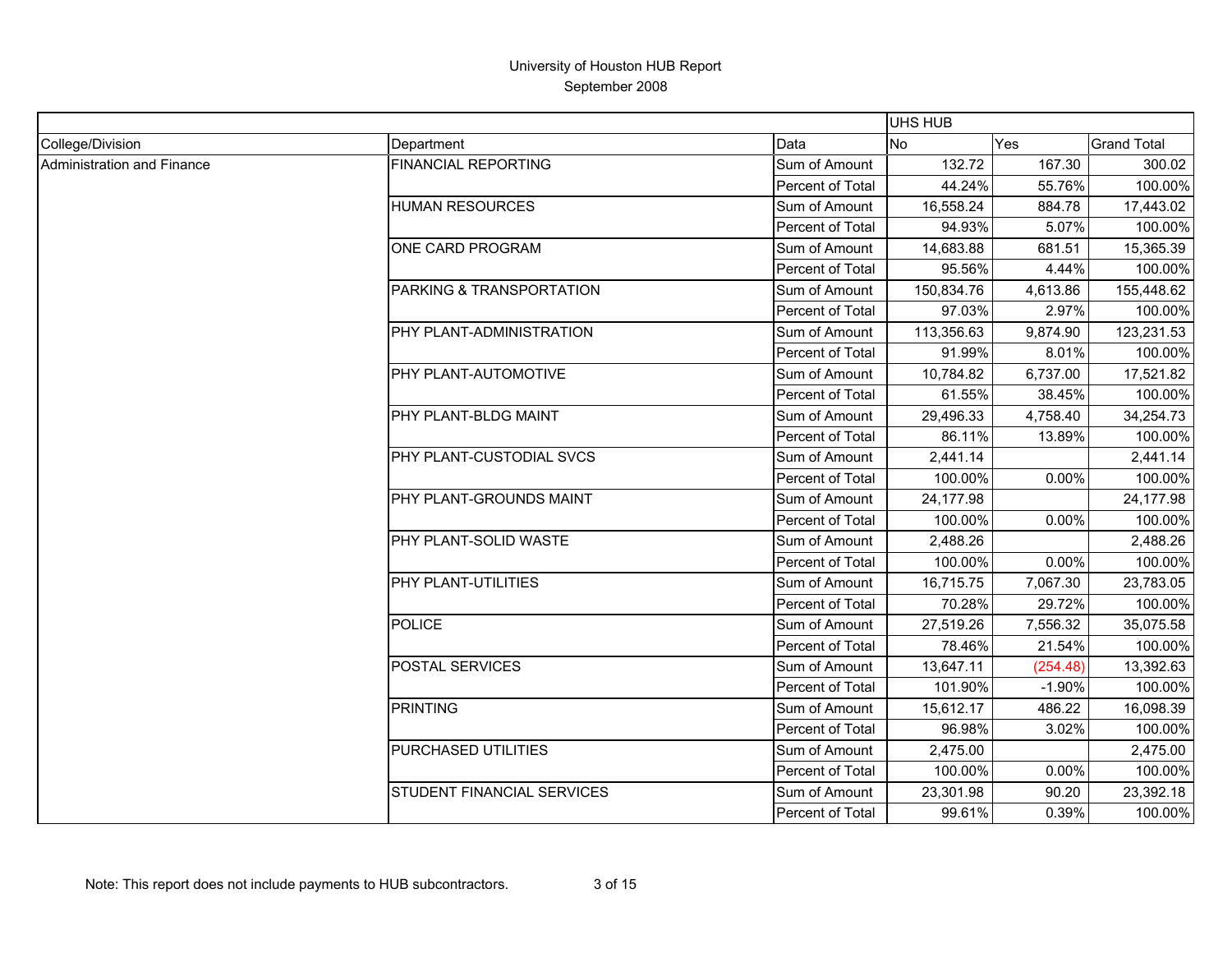University of Houston HUB Report
September 2008

| | | | UHS HUB | | |
|---|---|---|---|---|---|
| College/Division | Department | Data | No | Yes | Grand Total |
| Administration and Finance | FINANCIAL REPORTING | Sum of Amount | 132.72 | 167.30 | 300.02 |
| | | Percent of Total | 44.24% | 55.76% | 100.00% |
| | HUMAN RESOURCES | Sum of Amount | 16,558.24 | 884.78 | 17,443.02 |
| | | Percent of Total | 94.93% | 5.07% | 100.00% |
| | ONE CARD PROGRAM | Sum of Amount | 14,683.88 | 681.51 | 15,365.39 |
| | | Percent of Total | 95.56% | 4.44% | 100.00% |
| | PARKING & TRANSPORTATION | Sum of Amount | 150,834.76 | 4,613.86 | 155,448.62 |
| | | Percent of Total | 97.03% | 2.97% | 100.00% |
| | PHY PLANT-ADMINISTRATION | Sum of Amount | 113,356.63 | 9,874.90 | 123,231.53 |
| | | Percent of Total | 91.99% | 8.01% | 100.00% |
| | PHY PLANT-AUTOMOTIVE | Sum of Amount | 10,784.82 | 6,737.00 | 17,521.82 |
| | | Percent of Total | 61.55% | 38.45% | 100.00% |
| | PHY PLANT-BLDG MAINT | Sum of Amount | 29,496.33 | 4,758.40 | 34,254.73 |
| | | Percent of Total | 86.11% | 13.89% | 100.00% |
| | PHY PLANT-CUSTODIAL SVCS | Sum of Amount | 2,441.14 | | 2,441.14 |
| | | Percent of Total | 100.00% | 0.00% | 100.00% |
| | PHY PLANT-GROUNDS MAINT | Sum of Amount | 24,177.98 | | 24,177.98 |
| | | Percent of Total | 100.00% | 0.00% | 100.00% |
| | PHY PLANT-SOLID WASTE | Sum of Amount | 2,488.26 | | 2,488.26 |
| | | Percent of Total | 100.00% | 0.00% | 100.00% |
| | PHY PLANT-UTILITIES | Sum of Amount | 16,715.75 | 7,067.30 | 23,783.05 |
| | | Percent of Total | 70.28% | 29.72% | 100.00% |
| | POLICE | Sum of Amount | 27,519.26 | 7,556.32 | 35,075.58 |
| | | Percent of Total | 78.46% | 21.54% | 100.00% |
| | POSTAL SERVICES | Sum of Amount | 13,647.11 | (254.48) | 13,392.63 |
| | | Percent of Total | 101.90% | -1.90% | 100.00% |
| | PRINTING | Sum of Amount | 15,612.17 | 486.22 | 16,098.39 |
| | | Percent of Total | 96.98% | 3.02% | 100.00% |
| | PURCHASED UTILITIES | Sum of Amount | 2,475.00 | | 2,475.00 |
| | | Percent of Total | 100.00% | 0.00% | 100.00% |
| | STUDENT FINANCIAL SERVICES | Sum of Amount | 23,301.98 | 90.20 | 23,392.18 |
| | | Percent of Total | 99.61% | 0.39% | 100.00% |

Note: This report does not include payments to HUB subcontractors.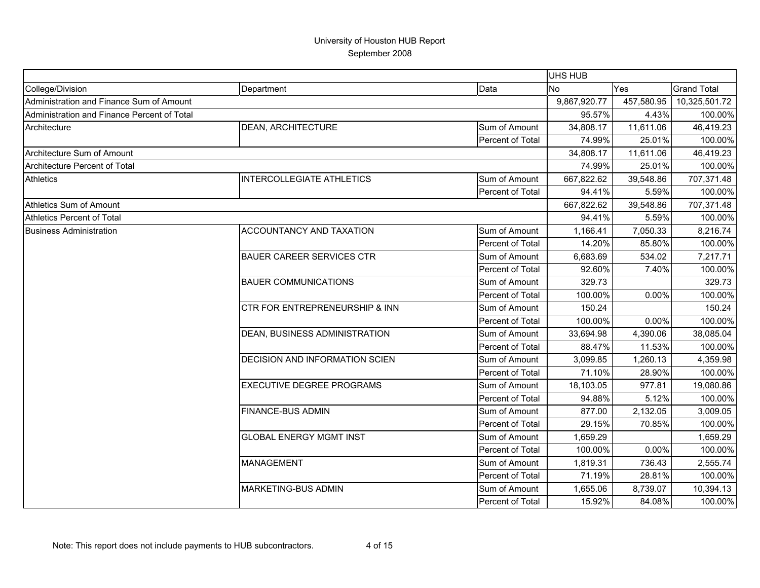# University of Houston HUB Report

September 2008

| | | | UHS HUB | | |
|---|---|---|---|---|---|
| College/Division | Department | Data | No | Yes | Grand Total |
| Administration and Finance Sum of Amount | | | 9,867,920.77 | 457,580.95 | 10,325,501.72 |
| Administration and Finance Percent of Total | | | 95.57% | 4.43% | 100.00% |
| Architecture | DEAN, ARCHITECTURE | Sum of Amount | 34,808.17 | 11,611.06 | 46,419.23 |
| | | Percent of Total | 74.99% | 25.01% | 100.00% |
| Architecture Sum of Amount | | | 34,808.17 | 11,611.06 | 46,419.23 |
| Architecture Percent of Total | | | 74.99% | 25.01% | 100.00% |
| Athletics | INTERCOLLEGIATE ATHLETICS | Sum of Amount | 667,822.62 | 39,548.86 | 707,371.48 |
| | | Percent of Total | 94.41% | 5.59% | 100.00% |
| Athletics Sum of Amount | | | 667,822.62 | 39,548.86 | 707,371.48 |
| Athletics Percent of Total | | | 94.41% | 5.59% | 100.00% |
| Business Administration | ACCOUNTANCY AND TAXATION | Sum of Amount | 1,166.41 | 7,050.33 | 8,216.74 |
| | | Percent of Total | 14.20% | 85.80% | 100.00% |
| | BAUER CAREER SERVICES CTR | Sum of Amount | 6,683.69 | 534.02 | 7,217.71 |
| | | Percent of Total | 92.60% | 7.40% | 100.00% |
| | BAUER COMMUNICATIONS | Sum of Amount | 329.73 | | 329.73 |
| | | Percent of Total | 100.00% | 0.00% | 100.00% |
| | CTR FOR ENTREPRENEURSHIP & INN | Sum of Amount | 150.24 | | 150.24 |
| | | Percent of Total | 100.00% | 0.00% | 100.00% |
| | DEAN, BUSINESS ADMINISTRATION | Sum of Amount | 33,694.98 | 4,390.06 | 38,085.04 |
| | | Percent of Total | 88.47% | 11.53% | 100.00% |
| | DECISION AND INFORMATION SCIEN | Sum of Amount | 3,099.85 | 1,260.13 | 4,359.98 |
| | | Percent of Total | 71.10% | 28.90% | 100.00% |
| | EXECUTIVE DEGREE PROGRAMS | Sum of Amount | 18,103.05 | 977.81 | 19,080.86 |
| | | Percent of Total | 94.88% | 5.12% | 100.00% |
| | FINANCE-BUS ADMIN | Sum of Amount | 877.00 | 2,132.05 | 3,009.05 |
| | | Percent of Total | 29.15% | 70.85% | 100.00% |
| | GLOBAL ENERGY MGMT INST | Sum of Amount | 1,659.29 | | 1,659.29 |
| | | Percent of Total | 100.00% | 0.00% | 100.00% |
| | MANAGEMENT | Sum of Amount | 1,819.31 | 736.43 | 2,555.74 |
| | | Percent of Total | 71.19% | 28.81% | 100.00% |
| | MARKETING-BUS ADMIN | Sum of Amount | 1,655.06 | 8,739.07 | 10,394.13 |
| | | Percent of Total | 15.92% | 84.08% | 100.00% |

Note: This report does not include payments to HUB subcontractors.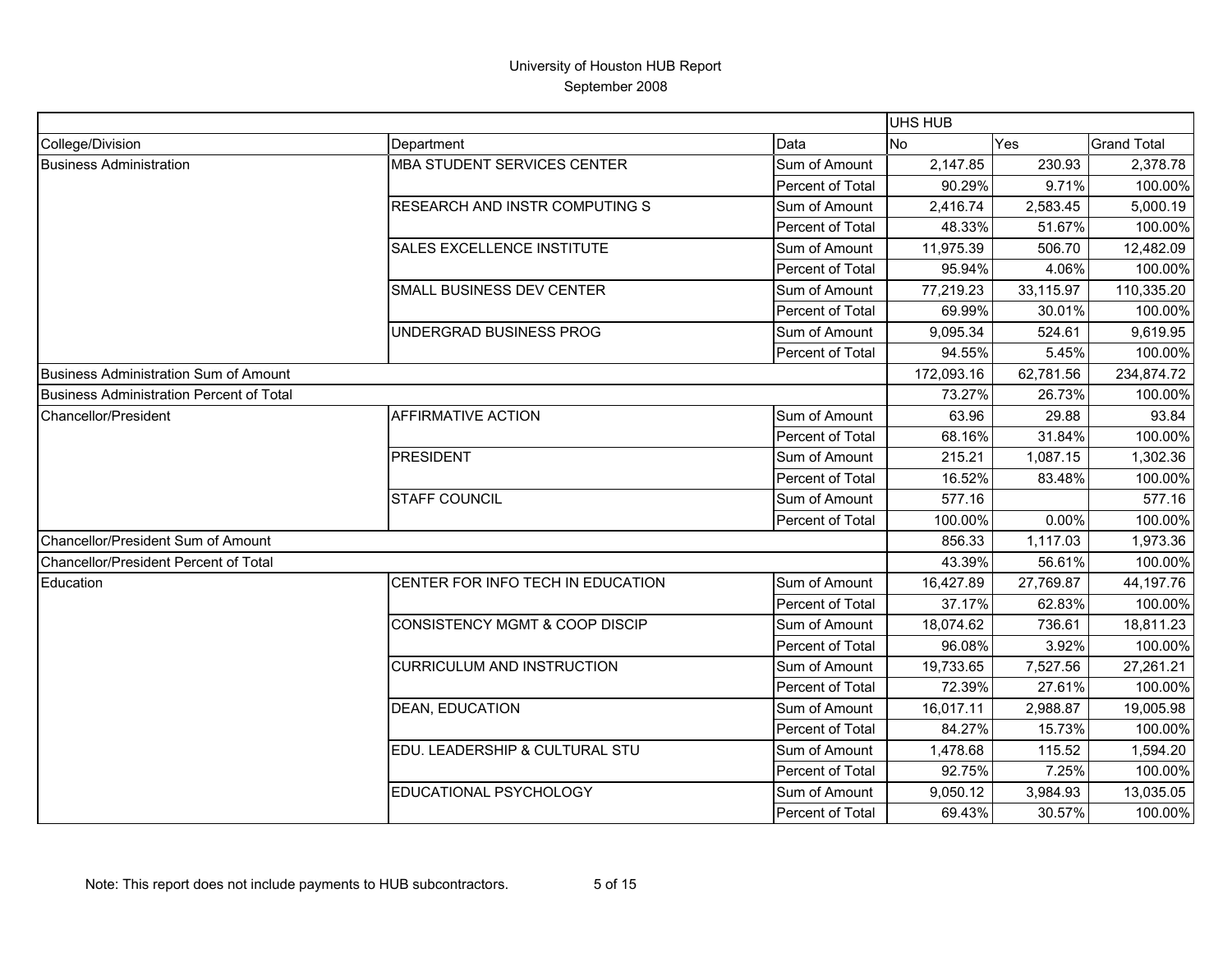# University of Houston HUB Report

September 2008

| | | | UHS HUB | | |
|---|---|---|---|---|---|
| College/Division | Department | Data | No | Yes | Grand Total |
| Business Administration | MBA STUDENT SERVICES CENTER | Sum of Amount | 2,147.85 | 230.93 | 2,378.78 |
| | | Percent of Total | 90.29% | 9.71% | 100.00% |
| | RESEARCH AND INSTR COMPUTING S | Sum of Amount | 2,416.74 | 2,583.45 | 5,000.19 |
| | | Percent of Total | 48.33% | 51.67% | 100.00% |
| | SALES EXCELLENCE INSTITUTE | Sum of Amount | 11,975.39 | 506.70 | 12,482.09 |
| | | Percent of Total | 95.94% | 4.06% | 100.00% |
| | SMALL BUSINESS DEV CENTER | Sum of Amount | 77,219.23 | 33,115.97 | 110,335.20 |
| | | Percent of Total | 69.99% | 30.01% | 100.00% |
| | UNDERGRAD BUSINESS PROG | Sum of Amount | 9,095.34 | 524.61 | 9,619.95 |
| | | Percent of Total | 94.55% | 5.45% | 100.00% |
| Business Administration Sum of Amount | | | 172,093.16 | 62,781.56 | 234,874.72 |
| Business Administration Percent of Total | | | 73.27% | 26.73% | 100.00% |
| Chancellor/President | AFFIRMATIVE ACTION | Sum of Amount | 63.96 | 29.88 | 93.84 |
| | | Percent of Total | 68.16% | 31.84% | 100.00% |
| | PRESIDENT | Sum of Amount | 215.21 | 1,087.15 | 1,302.36 |
| | | Percent of Total | 16.52% | 83.48% | 100.00% |
| | STAFF COUNCIL | Sum of Amount | 577.16 | | 577.16 |
| | | Percent of Total | 100.00% | 0.00% | 100.00% |
| Chancellor/President Sum of Amount | | | 856.33 | 1,117.03 | 1,973.36 |
| Chancellor/President Percent of Total | | | 43.39% | 56.61% | 100.00% |
| Education | CENTER FOR INFO TECH IN EDUCATION | Sum of Amount | 16,427.89 | 27,769.87 | 44,197.76 |
| | | Percent of Total | 37.17% | 62.83% | 100.00% |
| | CONSISTENCY MGMT & COOP DISCIP | Sum of Amount | 18,074.62 | 736.61 | 18,811.23 |
| | | Percent of Total | 96.08% | 3.92% | 100.00% |
| | CURRICULUM AND INSTRUCTION | Sum of Amount | 19,733.65 | 7,527.56 | 27,261.21 |
| | | Percent of Total | 72.39% | 27.61% | 100.00% |
| | DEAN, EDUCATION | Sum of Amount | 16,017.11 | 2,988.87 | 19,005.98 |
| | | Percent of Total | 84.27% | 15.73% | 100.00% |
| | EDU. LEADERSHIP & CULTURAL STU | Sum of Amount | 1,478.68 | 115.52 | 1,594.20 |
| | | Percent of Total | 92.75% | 7.25% | 100.00% |
| | EDUCATIONAL PSYCHOLOGY | Sum of Amount | 9,050.12 | 3,984.93 | 13,035.05 |
| | | Percent of Total | 69.43% | 30.57% | 100.00% |

Note: This report does not include payments to HUB subcontractors.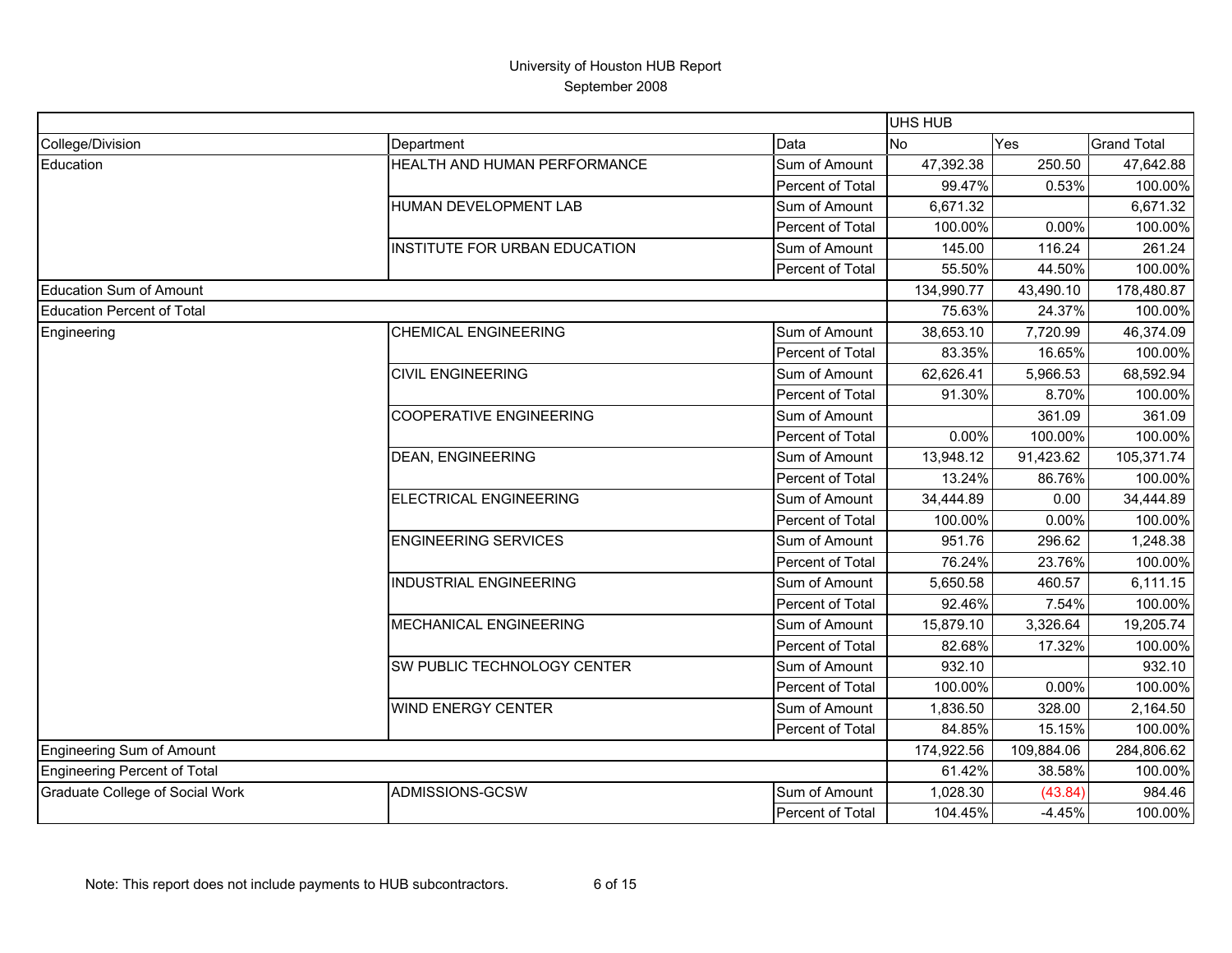University of Houston HUB Report
September 2008

| | | | UHS HUB | | |
|---|---|---|---|---|---|
| College/Division | Department | Data | No | Yes | Grand Total |
| Education | HEALTH AND HUMAN PERFORMANCE | Sum of Amount | 47,392.38 | 250.50 | 47,642.88 |
| | | Percent of Total | 99.47% | 0.53% | 100.00% |
| | HUMAN DEVELOPMENT LAB | Sum of Amount | 6,671.32 | | 6,671.32 |
| | | Percent of Total | 100.00% | 0.00% | 100.00% |
| | INSTITUTE FOR URBAN EDUCATION | Sum of Amount | 145.00 | 116.24 | 261.24 |
| | | Percent of Total | 55.50% | 44.50% | 100.00% |
| Education Sum of Amount | | | 134,990.77 | 43,490.10 | 178,480.87 |
| Education Percent of Total | | | 75.63% | 24.37% | 100.00% |
| Engineering | CHEMICAL ENGINEERING | Sum of Amount | 38,653.10 | 7,720.99 | 46,374.09 |
| | | Percent of Total | 83.35% | 16.65% | 100.00% |
| | CIVIL ENGINEERING | Sum of Amount | 62,626.41 | 5,966.53 | 68,592.94 |
| | | Percent of Total | 91.30% | 8.70% | 100.00% |
| | COOPERATIVE ENGINEERING | Sum of Amount | | 361.09 | 361.09 |
| | | Percent of Total | 0.00% | 100.00% | 100.00% |
| | DEAN, ENGINEERING | Sum of Amount | 13,948.12 | 91,423.62 | 105,371.74 |
| | | Percent of Total | 13.24% | 86.76% | 100.00% |
| | ELECTRICAL ENGINEERING | Sum of Amount | 34,444.89 | 0.00 | 34,444.89 |
| | | Percent of Total | 100.00% | 0.00% | 100.00% |
| | ENGINEERING SERVICES | Sum of Amount | 951.76 | 296.62 | 1,248.38 |
| | | Percent of Total | 76.24% | 23.76% | 100.00% |
| | INDUSTRIAL ENGINEERING | Sum of Amount | 5,650.58 | 460.57 | 6,111.15 |
| | | Percent of Total | 92.46% | 7.54% | 100.00% |
| | MECHANICAL ENGINEERING | Sum of Amount | 15,879.10 | 3,326.64 | 19,205.74 |
| | | Percent of Total | 82.68% | 17.32% | 100.00% |
| | SW PUBLIC TECHNOLOGY CENTER | Sum of Amount | 932.10 | | 932.10 |
| | | Percent of Total | 100.00% | 0.00% | 100.00% |
| | WIND ENERGY CENTER | Sum of Amount | 1,836.50 | 328.00 | 2,164.50 |
| | | Percent of Total | 84.85% | 15.15% | 100.00% |
| Engineering Sum of Amount | | | 174,922.56 | 109,884.06 | 284,806.62 |
| Engineering Percent of Total | | | 61.42% | 38.58% | 100.00% |
| Graduate College of Social Work | ADMISSIONS-GCSW | Sum of Amount | 1,028.30 | (43.84) | 984.46 |
| | | Percent of Total | 104.45% | -4.45% | 100.00% |

Note: This report does not include payments to HUB subcontractors.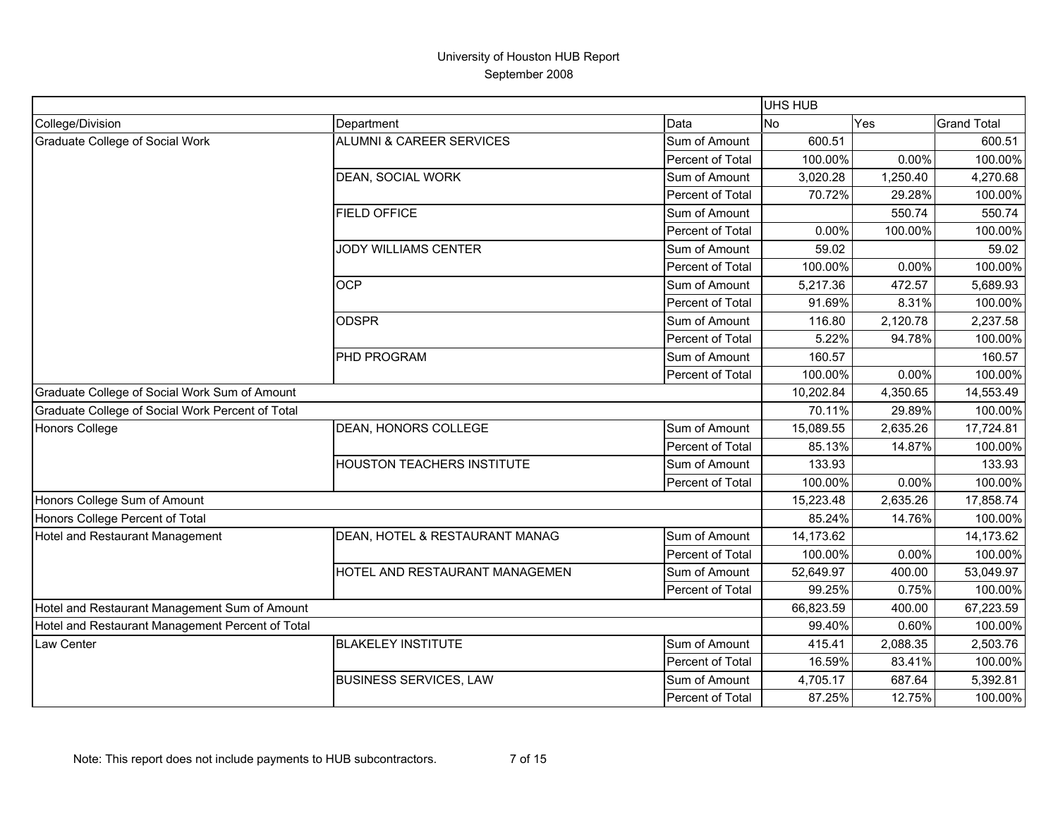# University of Houston HUB Report

September 2008

| | | | UHS HUB | | |
|---|---|---|---|---|---|
| College/Division | Department | Data | No | Yes | Grand Total |
| Graduate College of Social Work | ALUMNI & CAREER SERVICES | Sum of Amount | 600.51 | | 600.51 |
| | | Percent of Total | 100.00% | 0.00% | 100.00% |
| | DEAN, SOCIAL WORK | Sum of Amount | 3,020.28 | 1,250.40 | 4,270.68 |
| | | Percent of Total | 70.72% | 29.28% | 100.00% |
| | FIELD OFFICE | Sum of Amount | | 550.74 | 550.74 |
| | | Percent of Total | 0.00% | 100.00% | 100.00% |
| | JODY WILLIAMS CENTER | Sum of Amount | 59.02 | | 59.02 |
| | | Percent of Total | 100.00% | 0.00% | 100.00% |
| | OCP | Sum of Amount | 5,217.36 | 472.57 | 5,689.93 |
| | | Percent of Total | 91.69% | 8.31% | 100.00% |
| | ODSPR | Sum of Amount | 116.80 | 2,120.78 | 2,237.58 |
| | | Percent of Total | 5.22% | 94.78% | 100.00% |
| | PHD PROGRAM | Sum of Amount | 160.57 | | 160.57 |
| | | Percent of Total | 100.00% | 0.00% | 100.00% |
| Graduate College of Social Work Sum of Amount | | | 10,202.84 | 4,350.65 | 14,553.49 |
| Graduate College of Social Work Percent of Total | | | 70.11% | 29.89% | 100.00% |
| Honors College | DEAN, HONORS COLLEGE | Sum of Amount | 15,089.55 | 2,635.26 | 17,724.81 |
| | | Percent of Total | 85.13% | 14.87% | 100.00% |
| | HOUSTON TEACHERS INSTITUTE | Sum of Amount | 133.93 | | 133.93 |
| | | Percent of Total | 100.00% | 0.00% | 100.00% |
| Honors College Sum of Amount | | | 15,223.48 | 2,635.26 | 17,858.74 |
| Honors College Percent of Total | | | 85.24% | 14.76% | 100.00% |
| Hotel and Restaurant Management | DEAN, HOTEL & RESTAURANT MANAG | Sum of Amount | 14,173.62 | | 14,173.62 |
| | | Percent of Total | 100.00% | 0.00% | 100.00% |
| | HOTEL AND RESTAURANT MANAGEMEN | Sum of Amount | 52,649.97 | 400.00 | 53,049.97 |
| | | Percent of Total | 99.25% | 0.75% | 100.00% |
| Hotel and Restaurant Management Sum of Amount | | | 66,823.59 | 400.00 | 67,223.59 |
| Hotel and Restaurant Management Percent of Total | | | 99.40% | 0.60% | 100.00% |
| Law Center | BLAKELEY INSTITUTE | Sum of Amount | 415.41 | 2,088.35 | 2,503.76 |
| | | Percent of Total | 16.59% | 83.41% | 100.00% |
| | BUSINESS SERVICES, LAW | Sum of Amount | 4,705.17 | 687.64 | 5,392.81 |
| | | Percent of Total | 87.25% | 12.75% | 100.00% |

Note: This report does not include payments to HUB subcontractors.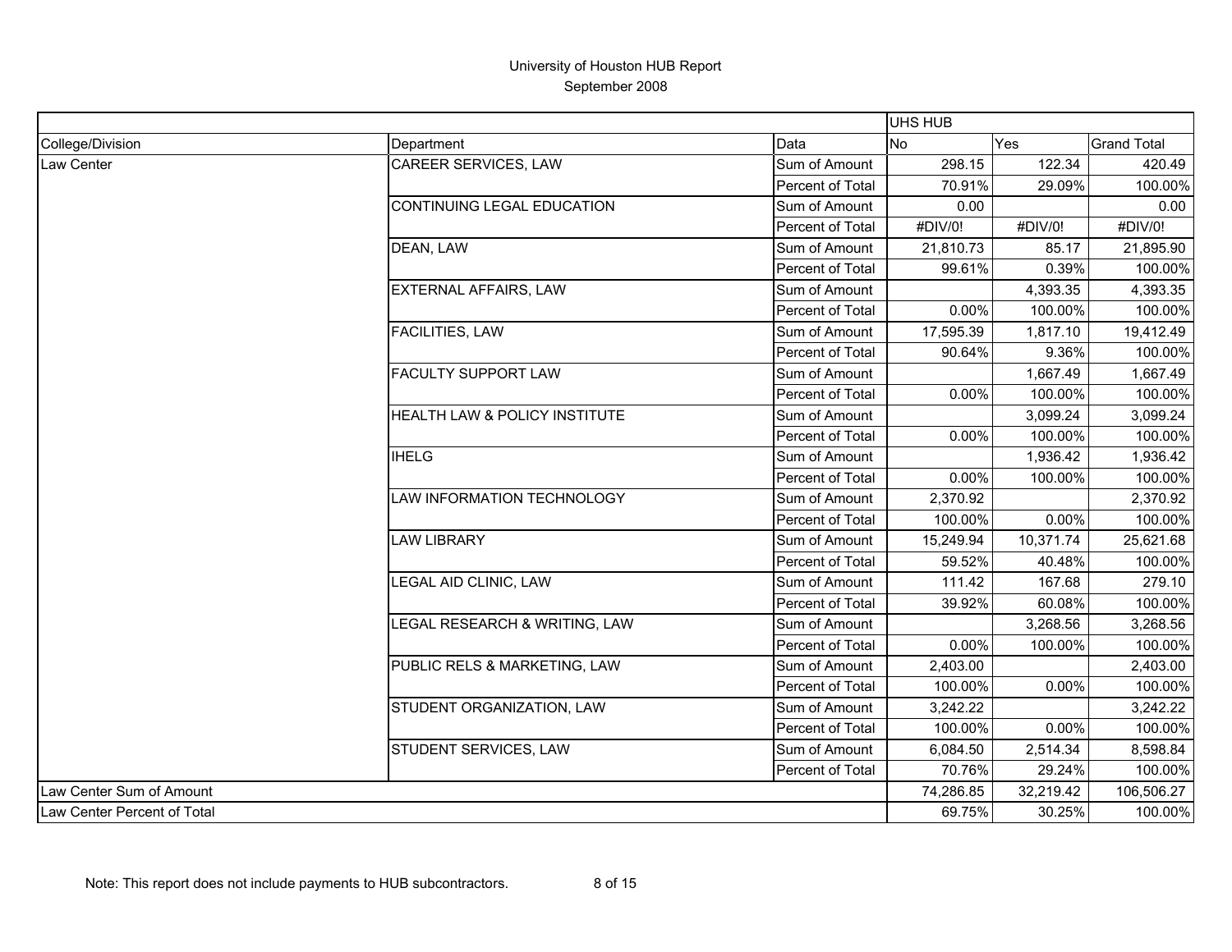# University of Houston HUB Report

September 2008

| | | | UHS HUB | | |
|---|---|---|---|---|---|
| College/Division | Department | Data | No | Yes | Grand Total |
| Law Center | CAREER SERVICES, LAW | Sum of Amount | 298.15 | 122.34 | 420.49 |
| | | Percent of Total | 70.91% | 29.09% | 100.00% |
| | CONTINUING LEGAL EDUCATION | Sum of Amount | 0.00 | | 0.00 |
| | | Percent of Total | #DIV/0! | #DIV/0! | #DIV/0! |
| | DEAN, LAW | Sum of Amount | 21,810.73 | 85.17 | 21,895.90 |
| | | Percent of Total | 99.61% | 0.39% | 100.00% |
| | EXTERNAL AFFAIRS, LAW | Sum of Amount | | 4,393.35 | 4,393.35 |
| | | Percent of Total | 0.00% | 100.00% | 100.00% |
| | FACILITIES, LAW | Sum of Amount | 17,595.39 | 1,817.10 | 19,412.49 |
| | | Percent of Total | 90.64% | 9.36% | 100.00% |
| | FACULTY SUPPORT LAW | Sum of Amount | | 1,667.49 | 1,667.49 |
| | | Percent of Total | 0.00% | 100.00% | 100.00% |
| | HEALTH LAW & POLICY INSTITUTE | Sum of Amount | | 3,099.24 | 3,099.24 |
| | | Percent of Total | 0.00% | 100.00% | 100.00% |
| | IHELG | Sum of Amount | | 1,936.42 | 1,936.42 |
| | | Percent of Total | 0.00% | 100.00% | 100.00% |
| | LAW INFORMATION TECHNOLOGY | Sum of Amount | 2,370.92 | | 2,370.92 |
| | | Percent of Total | 100.00% | 0.00% | 100.00% |
| | LAW LIBRARY | Sum of Amount | 15,249.94 | 10,371.74 | 25,621.68 |
| | | Percent of Total | 59.52% | 40.48% | 100.00% |
| | LEGAL AID CLINIC, LAW | Sum of Amount | 111.42 | 167.68 | 279.10 |
| | | Percent of Total | 39.92% | 60.08% | 100.00% |
| | LEGAL RESEARCH & WRITING, LAW | Sum of Amount | | 3,268.56 | 3,268.56 |
| | | Percent of Total | 0.00% | 100.00% | 100.00% |
| | PUBLIC RELS & MARKETING, LAW | Sum of Amount | 2,403.00 | | 2,403.00 |
| | | Percent of Total | 100.00% | 0.00% | 100.00% |
| | STUDENT ORGANIZATION, LAW | Sum of Amount | 3,242.22 | | 3,242.22 |
| | | Percent of Total | 100.00% | 0.00% | 100.00% |
| | STUDENT SERVICES, LAW | Sum of Amount | 6,084.50 | 2,514.34 | 8,598.84 |
| | | Percent of Total | 70.76% | 29.24% | 100.00% |
| Law Center Sum of Amount | | | 74,286.85 | 32,219.42 | 106,506.27 |
| Law Center Percent of Total | | | 69.75% | 30.25% | 100.00% |

Note: This report does not include payments to HUB subcontractors.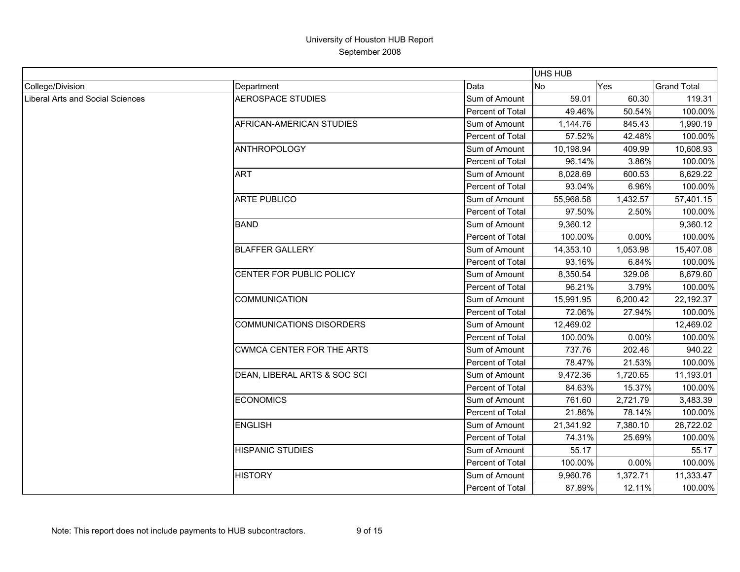# University of Houston HUB Report

September 2008

| | | | UHS HUB | | |
|---|---|---|---|---|---|
| College/Division | Department | Data | No | Yes | Grand Total |
| Liberal Arts and Social Sciences | AEROSPACE STUDIES | Sum of Amount | 59.01 | 60.30 | 119.31 |
| | | Percent of Total | 49.46% | 50.54% | 100.00% |
| | AFRICAN-AMERICAN STUDIES | Sum of Amount | 1,144.76 | 845.43 | 1,990.19 |
| | | Percent of Total | 57.52% | 42.48% | 100.00% |
| | ANTHROPOLOGY | Sum of Amount | 10,198.94 | 409.99 | 10,608.93 |
| | | Percent of Total | 96.14% | 3.86% | 100.00% |
| | ART | Sum of Amount | 8,028.69 | 600.53 | 8,629.22 |
| | | Percent of Total | 93.04% | 6.96% | 100.00% |
| | ARTE PUBLICO | Sum of Amount | 55,968.58 | 1,432.57 | 57,401.15 |
| | | Percent of Total | 97.50% | 2.50% | 100.00% |
| | BAND | Sum of Amount | 9,360.12 | | 9,360.12 |
| | | Percent of Total | 100.00% | 0.00% | 100.00% |
| | BLAFFER GALLERY | Sum of Amount | 14,353.10 | 1,053.98 | 15,407.08 |
| | | Percent of Total | 93.16% | 6.84% | 100.00% |
| | CENTER FOR PUBLIC POLICY | Sum of Amount | 8,350.54 | 329.06 | 8,679.60 |
| | | Percent of Total | 96.21% | 3.79% | 100.00% |
| | COMMUNICATION | Sum of Amount | 15,991.95 | 6,200.42 | 22,192.37 |
| | | Percent of Total | 72.06% | 27.94% | 100.00% |
| | COMMUNICATIONS DISORDERS | Sum of Amount | 12,469.02 | | 12,469.02 |
| | | Percent of Total | 100.00% | 0.00% | 100.00% |
| | CWMCA CENTER FOR THE ARTS | Sum of Amount | 737.76 | 202.46 | 940.22 |
| | | Percent of Total | 78.47% | 21.53% | 100.00% |
| | DEAN, LIBERAL ARTS & SOC SCI | Sum of Amount | 9,472.36 | 1,720.65 | 11,193.01 |
| | | Percent of Total | 84.63% | 15.37% | 100.00% |
| | ECONOMICS | Sum of Amount | 761.60 | 2,721.79 | 3,483.39 |
| | | Percent of Total | 21.86% | 78.14% | 100.00% |
| | ENGLISH | Sum of Amount | 21,341.92 | 7,380.10 | 28,722.02 |
| | | Percent of Total | 74.31% | 25.69% | 100.00% |
| | HISPANIC STUDIES | Sum of Amount | 55.17 | | 55.17 |
| | | Percent of Total | 100.00% | 0.00% | 100.00% |
| | HISTORY | Sum of Amount | 9,960.76 | 1,372.71 | 11,333.47 |
| | | Percent of Total | 87.89% | 12.11% | 100.00% |

Note: This report does not include payments to HUB subcontractors.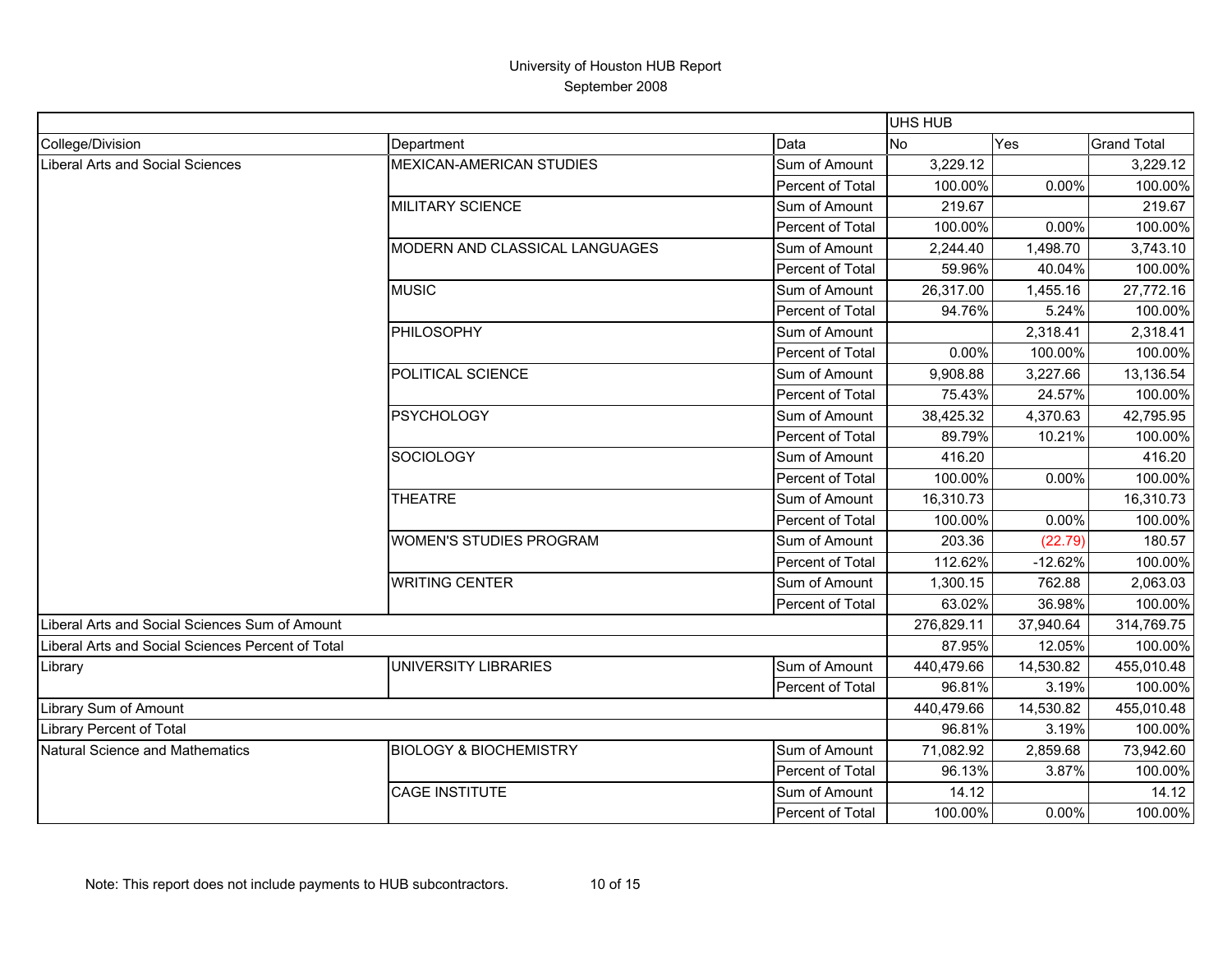# University of Houston HUB Report

September 2008

| | | | UHS HUB | | |
|---|---|---|---|---|---|
| College/Division | Department | Data | No | Yes | Grand Total |
| Liberal Arts and Social Sciences | MEXICAN-AMERICAN STUDIES | Sum of Amount | 3,229.12 | | 3,229.12 |
| | | Percent of Total | 100.00% | 0.00% | 100.00% |
| | MILITARY SCIENCE | Sum of Amount | 219.67 | | 219.67 |
| | | Percent of Total | 100.00% | 0.00% | 100.00% |
| | MODERN AND CLASSICAL LANGUAGES | Sum of Amount | 2,244.40 | 1,498.70 | 3,743.10 |
| | | Percent of Total | 59.96% | 40.04% | 100.00% |
| | MUSIC | Sum of Amount | 26,317.00 | 1,455.16 | 27,772.16 |
| | | Percent of Total | 94.76% | 5.24% | 100.00% |
| | PHILOSOPHY | Sum of Amount | | 2,318.41 | 2,318.41 |
| | | Percent of Total | 0.00% | 100.00% | 100.00% |
| | POLITICAL SCIENCE | Sum of Amount | 9,908.88 | 3,227.66 | 13,136.54 |
| | | Percent of Total | 75.43% | 24.57% | 100.00% |
| | PSYCHOLOGY | Sum of Amount | 38,425.32 | 4,370.63 | 42,795.95 |
| | | Percent of Total | 89.79% | 10.21% | 100.00% |
| | SOCIOLOGY | Sum of Amount | 416.20 | | 416.20 |
| | | Percent of Total | 100.00% | 0.00% | 100.00% |
| | THEATRE | Sum of Amount | 16,310.73 | | 16,310.73 |
| | | Percent of Total | 100.00% | 0.00% | 100.00% |
| | WOMEN'S STUDIES PROGRAM | Sum of Amount | 203.36 | (22.79) | 180.57 |
| | | Percent of Total | 112.62% | -12.62% | 100.00% |
| | WRITING CENTER | Sum of Amount | 1,300.15 | 762.88 | 2,063.03 |
| | | Percent of Total | 63.02% | 36.98% | 100.00% |
| Liberal Arts and Social Sciences Sum of Amount | | | 276,829.11 | 37,940.64 | 314,769.75 |
| Liberal Arts and Social Sciences Percent of Total | | | 87.95% | 12.05% | 100.00% |
| Library | UNIVERSITY LIBRARIES | Sum of Amount | 440,479.66 | 14,530.82 | 455,010.48 |
| | | Percent of Total | 96.81% | 3.19% | 100.00% |
| Library Sum of Amount | | | 440,479.66 | 14,530.82 | 455,010.48 |
| Library Percent of Total | | | 96.81% | 3.19% | 100.00% |
| Natural Science and Mathematics | BIOLOGY & BIOCHEMISTRY | Sum of Amount | 71,082.92 | 2,859.68 | 73,942.60 |
| | | Percent of Total | 96.13% | 3.87% | 100.00% |
| | CAGE INSTITUTE | Sum of Amount | 14.12 | | 14.12 |
| | | Percent of Total | 100.00% | 0.00% | 100.00% |

Note: This report does not include payments to HUB subcontractors.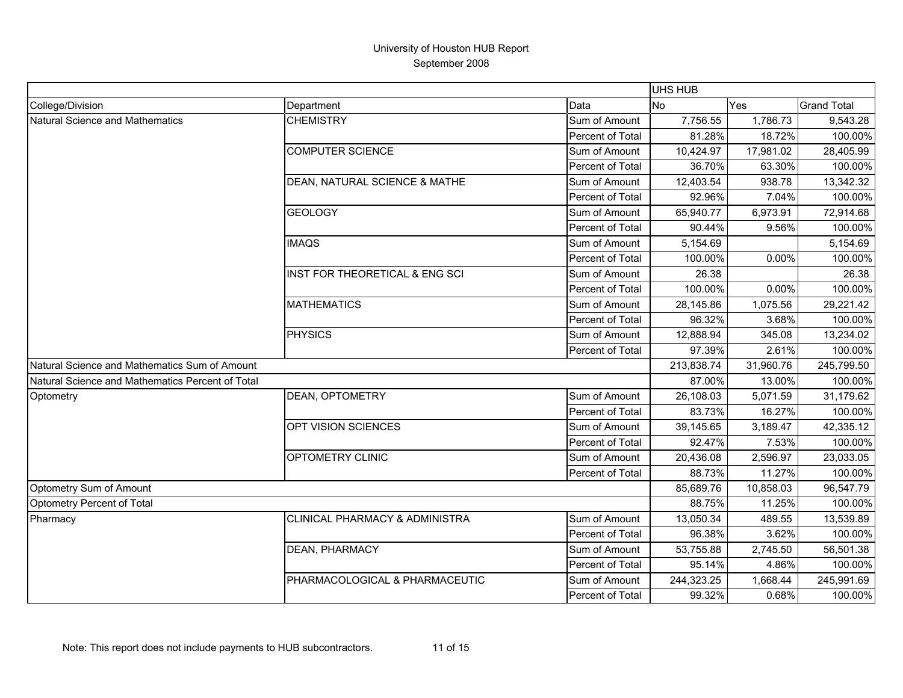University of Houston HUB Report
September 2008

| | | | UHS HUB | | |
|---|---|---|---|---|---|
| College/Division | Department | Data | No | Yes | Grand Total |
| Natural Science and Mathematics | CHEMISTRY | Sum of Amount | 7,756.55 | 1,786.73 | 9,543.28 |
| | | Percent of Total | 81.28% | 18.72% | 100.00% |
| | COMPUTER SCIENCE | Sum of Amount | 10,424.97 | 17,981.02 | 28,405.99 |
| | | Percent of Total | 36.70% | 63.30% | 100.00% |
| | DEAN, NATURAL SCIENCE & MATHE | Sum of Amount | 12,403.54 | 938.78 | 13,342.32 |
| | | Percent of Total | 92.96% | 7.04% | 100.00% |
| | GEOLOGY | Sum of Amount | 65,940.77 | 6,973.91 | 72,914.68 |
| | | Percent of Total | 90.44% | 9.56% | 100.00% |
| | IMAQS | Sum of Amount | 5,154.69 | | 5,154.69 |
| | | Percent of Total | 100.00% | 0.00% | 100.00% |
| | INST FOR THEORETICAL & ENG SCI | Sum of Amount | 26.38 | | 26.38 |
| | | Percent of Total | 100.00% | 0.00% | 100.00% |
| | MATHEMATICS | Sum of Amount | 28,145.86 | 1,075.56 | 29,221.42 |
| | | Percent of Total | 96.32% | 3.68% | 100.00% |
| | PHYSICS | Sum of Amount | 12,888.94 | 345.08 | 13,234.02 |
| | | Percent of Total | 97.39% | 2.61% | 100.00% |
| Natural Science and Mathematics Sum of Amount | | | 213,838.74 | 31,960.76 | 245,799.50 |
| Natural Science and Mathematics Percent of Total | | | 87.00% | 13.00% | 100.00% |
| Optometry | DEAN, OPTOMETRY | Sum of Amount | 26,108.03 | 5,071.59 | 31,179.62 |
| | | Percent of Total | 83.73% | 16.27% | 100.00% |
| | OPT VISION SCIENCES | Sum of Amount | 39,145.65 | 3,189.47 | 42,335.12 |
| | | Percent of Total | 92.47% | 7.53% | 100.00% |
| | OPTOMETRY CLINIC | Sum of Amount | 20,436.08 | 2,596.97 | 23,033.05 |
| | | Percent of Total | 88.73% | 11.27% | 100.00% |
| Optometry Sum of Amount | | | 85,689.76 | 10,858.03 | 96,547.79 |
| Optometry Percent of Total | | | 88.75% | 11.25% | 100.00% |
| Pharmacy | CLINICAL PHARMACY & ADMINISTRA | Sum of Amount | 13,050.34 | 489.55 | 13,539.89 |
| | | Percent of Total | 96.38% | 3.62% | 100.00% |
| | DEAN, PHARMACY | Sum of Amount | 53,755.88 | 2,745.50 | 56,501.38 |
| | | Percent of Total | 95.14% | 4.86% | 100.00% |
| | PHARMACOLOGICAL & PHARMACEUTIC | Sum of Amount | 244,323.25 | 1,668.44 | 245,991.69 |
| | | Percent of Total | 99.32% | 0.68% | 100.00% |

Note: This report does not include payments to HUB subcontractors.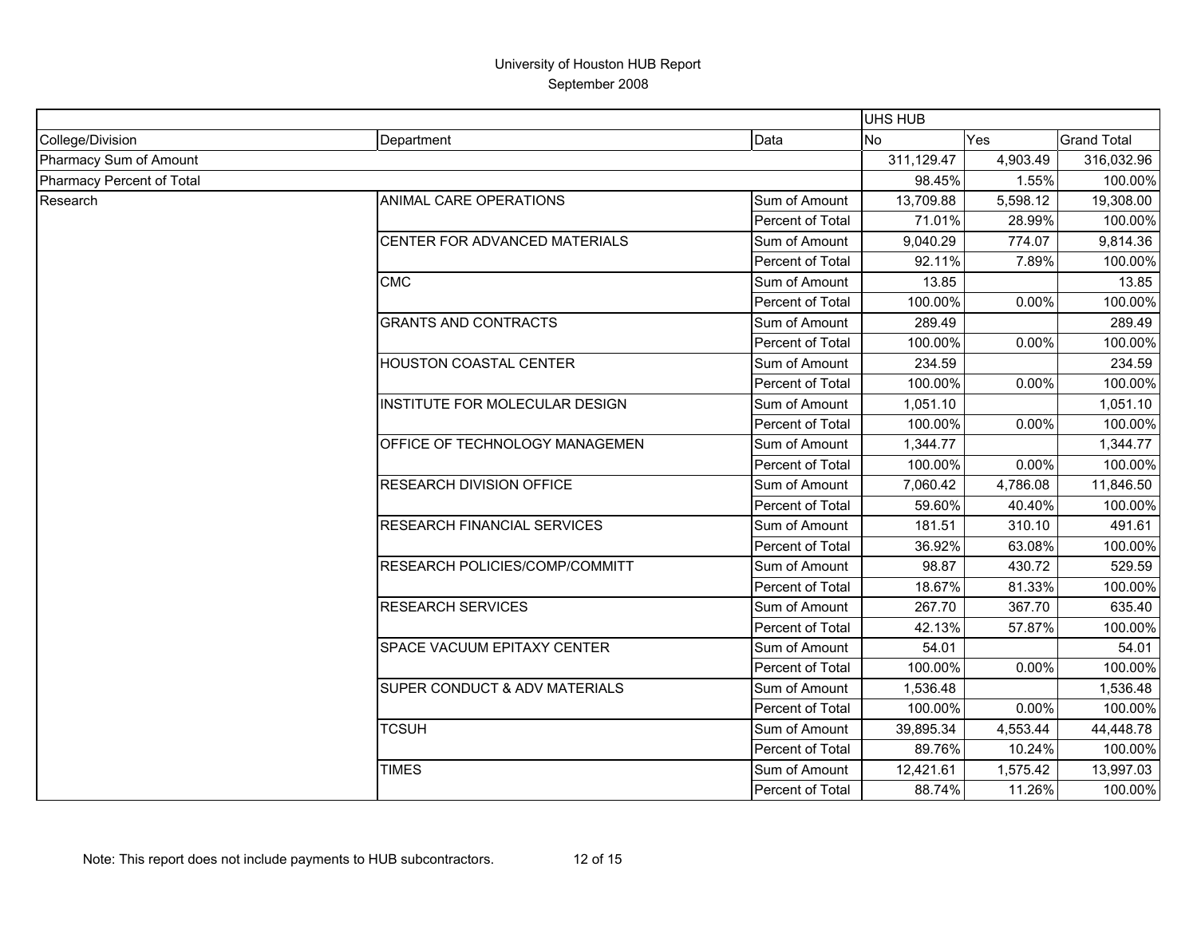# University of Houston HUB Report

September 2008

| | | | UHS HUB | | |
|---|---|---|---|---|---|
| College/Division | Department | Data | No | Yes | Grand Total |
| Pharmacy Sum of Amount | | | 311,129.47 | 4,903.49 | 316,032.96 |
| Pharmacy Percent of Total | | | 98.45% | 1.55% | 100.00% |
| Research | ANIMAL CARE OPERATIONS | Sum of Amount | 13,709.88 | 5,598.12 | 19,308.00 |
| | | Percent of Total | 71.01% | 28.99% | 100.00% |
| | CENTER FOR ADVANCED MATERIALS | Sum of Amount | 9,040.29 | 774.07 | 9,814.36 |
| | | Percent of Total | 92.11% | 7.89% | 100.00% |
| | CMC | Sum of Amount | 13.85 | | 13.85 |
| | | Percent of Total | 100.00% | 0.00% | 100.00% |
| | GRANTS AND CONTRACTS | Sum of Amount | 289.49 | | 289.49 |
| | | Percent of Total | 100.00% | 0.00% | 100.00% |
| | HOUSTON COASTAL CENTER | Sum of Amount | 234.59 | | 234.59 |
| | | Percent of Total | 100.00% | 0.00% | 100.00% |
| | INSTITUTE FOR MOLECULAR DESIGN | Sum of Amount | 1,051.10 | | 1,051.10 |
| | | Percent of Total | 100.00% | 0.00% | 100.00% |
| | OFFICE OF TECHNOLOGY MANAGEMEN | Sum of Amount | 1,344.77 | | 1,344.77 |
| | | Percent of Total | 100.00% | 0.00% | 100.00% |
| | RESEARCH DIVISION OFFICE | Sum of Amount | 7,060.42 | 4,786.08 | 11,846.50 |
| | | Percent of Total | 59.60% | 40.40% | 100.00% |
| | RESEARCH FINANCIAL SERVICES | Sum of Amount | 181.51 | 310.10 | 491.61 |
| | | Percent of Total | 36.92% | 63.08% | 100.00% |
| | RESEARCH POLICIES/COMP/COMMITT | Sum of Amount | 98.87 | 430.72 | 529.59 |
| | | Percent of Total | 18.67% | 81.33% | 100.00% |
| | RESEARCH SERVICES | Sum of Amount | 267.70 | 367.70 | 635.40 |
| | | Percent of Total | 42.13% | 57.87% | 100.00% |
| | SPACE VACUUM EPITAXY CENTER | Sum of Amount | 54.01 | | 54.01 |
| | | Percent of Total | 100.00% | 0.00% | 100.00% |
| | SUPER CONDUCT & ADV MATERIALS | Sum of Amount | 1,536.48 | | 1,536.48 |
| | | Percent of Total | 100.00% | 0.00% | 100.00% |
| | TCSUH | Sum of Amount | 39,895.34 | 4,553.44 | 44,448.78 |
| | | Percent of Total | 89.76% | 10.24% | 100.00% |
| | TIMES | Sum of Amount | 12,421.61 | 1,575.42 | 13,997.03 |
| | | Percent of Total | 88.74% | 11.26% | 100.00% |

Note: This report does not include payments to HUB subcontractors.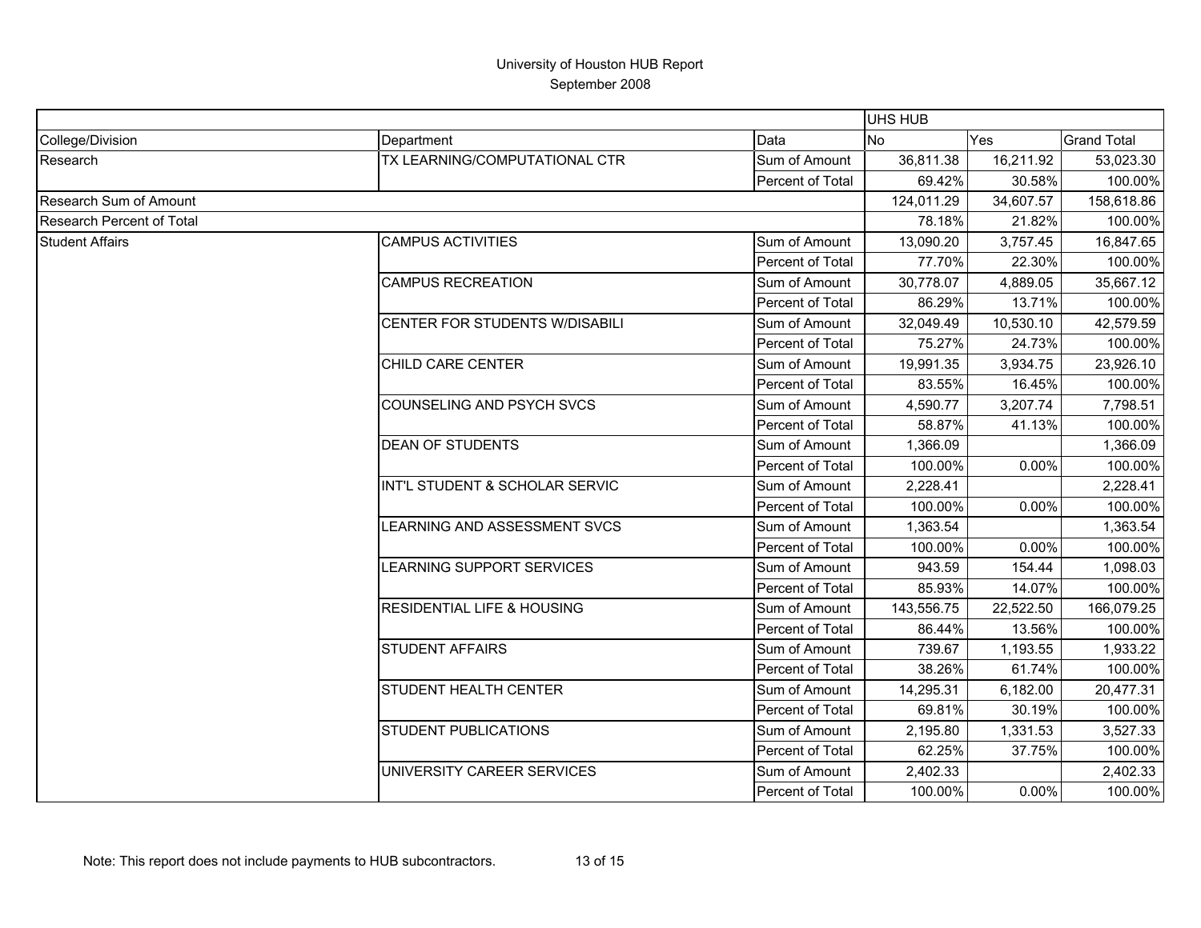# University of Houston HUB Report

September 2008

| | | | UHS HUB | | |
|---|---|---|---|---|---|
| College/Division | Department | Data | No | Yes | Grand Total |
| Research | TX LEARNING/COMPUTATIONAL CTR | Sum of Amount | 36,811.38 | 16,211.92 | 53,023.30 |
| | | Percent of Total | 69.42% | 30.58% | 100.00% |
| Research Sum of Amount | | | 124,011.29 | 34,607.57 | 158,618.86 |
| Research Percent of Total | | | 78.18% | 21.82% | 100.00% |
| Student Affairs | CAMPUS ACTIVITIES | Sum of Amount | 13,090.20 | 3,757.45 | 16,847.65 |
| | | Percent of Total | 77.70% | 22.30% | 100.00% |
| | CAMPUS RECREATION | Sum of Amount | 30,778.07 | 4,889.05 | 35,667.12 |
| | | Percent of Total | 86.29% | 13.71% | 100.00% |
| | CENTER FOR STUDENTS W/DISABILI | Sum of Amount | 32,049.49 | 10,530.10 | 42,579.59 |
| | | Percent of Total | 75.27% | 24.73% | 100.00% |
| | CHILD CARE CENTER | Sum of Amount | 19,991.35 | 3,934.75 | 23,926.10 |
| | | Percent of Total | 83.55% | 16.45% | 100.00% |
| | COUNSELING AND PSYCH SVCS | Sum of Amount | 4,590.77 | 3,207.74 | 7,798.51 |
| | | Percent of Total | 58.87% | 41.13% | 100.00% |
| | DEAN OF STUDENTS | Sum of Amount | 1,366.09 | | 1,366.09 |
| | | Percent of Total | 100.00% | 0.00% | 100.00% |
| | INT'L STUDENT & SCHOLAR SERVIC | Sum of Amount | 2,228.41 | | 2,228.41 |
| | | Percent of Total | 100.00% | 0.00% | 100.00% |
| | LEARNING AND ASSESSMENT SVCS | Sum of Amount | 1,363.54 | | 1,363.54 |
| | | Percent of Total | 100.00% | 0.00% | 100.00% |
| | LEARNING SUPPORT SERVICES | Sum of Amount | 943.59 | 154.44 | 1,098.03 |
| | | Percent of Total | 85.93% | 14.07% | 100.00% |
| | RESIDENTIAL LIFE & HOUSING | Sum of Amount | 143,556.75 | 22,522.50 | 166,079.25 |
| | | Percent of Total | 86.44% | 13.56% | 100.00% |
| | STUDENT AFFAIRS | Sum of Amount | 739.67 | 1,193.55 | 1,933.22 |
| | | Percent of Total | 38.26% | 61.74% | 100.00% |
| | STUDENT HEALTH CENTER | Sum of Amount | 14,295.31 | 6,182.00 | 20,477.31 |
| | | Percent of Total | 69.81% | 30.19% | 100.00% |
| | STUDENT PUBLICATIONS | Sum of Amount | 2,195.80 | 1,331.53 | 3,527.33 |
| | | Percent of Total | 62.25% | 37.75% | 100.00% |
| | UNIVERSITY CAREER SERVICES | Sum of Amount | 2,402.33 | | 2,402.33 |
| | | Percent of Total | 100.00% | 0.00% | 100.00% |

Note: This report does not include payments to HUB subcontractors.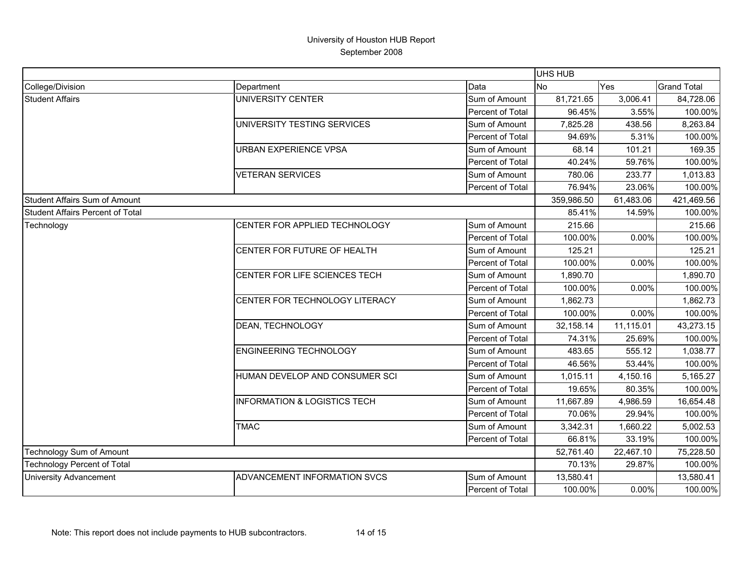# University of Houston HUB Report
September 2008

| | | | UHS HUB | | |
|---|---|---|---|---|---|
| College/Division | Department | Data | No | Yes | Grand Total |
| Student Affairs | UNIVERSITY CENTER | Sum of Amount | 81,721.65 | 3,006.41 | 84,728.06 |
| | | Percent of Total | 96.45% | 3.55% | 100.00% |
| | UNIVERSITY TESTING SERVICES | Sum of Amount | 7,825.28 | 438.56 | 8,263.84 |
| | | Percent of Total | 94.69% | 5.31% | 100.00% |
| | URBAN EXPERIENCE VPSA | Sum of Amount | 68.14 | 101.21 | 169.35 |
| | | Percent of Total | 40.24% | 59.76% | 100.00% |
| | VETERAN SERVICES | Sum of Amount | 780.06 | 233.77 | 1,013.83 |
| | | Percent of Total | 76.94% | 23.06% | 100.00% |
| Student Affairs Sum of Amount | | | 359,986.50 | 61,483.06 | 421,469.56 |
| Student Affairs Percent of Total | | | 85.41% | 14.59% | 100.00% |
| Technology | CENTER FOR APPLIED TECHNOLOGY | Sum of Amount | 215.66 | | 215.66 |
| | | Percent of Total | 100.00% | 0.00% | 100.00% |
| | CENTER FOR FUTURE OF HEALTH | Sum of Amount | 125.21 | | 125.21 |
| | | Percent of Total | 100.00% | 0.00% | 100.00% |
| | CENTER FOR LIFE SCIENCES TECH | Sum of Amount | 1,890.70 | | 1,890.70 |
| | | Percent of Total | 100.00% | 0.00% | 100.00% |
| | CENTER FOR TECHNOLOGY LITERACY | Sum of Amount | 1,862.73 | | 1,862.73 |
| | | Percent of Total | 100.00% | 0.00% | 100.00% |
| | DEAN, TECHNOLOGY | Sum of Amount | 32,158.14 | 11,115.01 | 43,273.15 |
| | | Percent of Total | 74.31% | 25.69% | 100.00% |
| | ENGINEERING TECHNOLOGY | Sum of Amount | 483.65 | 555.12 | 1,038.77 |
| | | Percent of Total | 46.56% | 53.44% | 100.00% |
| | HUMAN DEVELOP AND CONSUMER SCI | Sum of Amount | 1,015.11 | 4,150.16 | 5,165.27 |
| | | Percent of Total | 19.65% | 80.35% | 100.00% |
| | INFORMATION & LOGISTICS TECH | Sum of Amount | 11,667.89 | 4,986.59 | 16,654.48 |
| | | Percent of Total | 70.06% | 29.94% | 100.00% |
| | TMAC | Sum of Amount | 3,342.31 | 1,660.22 | 5,002.53 |
| | | Percent of Total | 66.81% | 33.19% | 100.00% |
| Technology Sum of Amount | | | 52,761.40 | 22,467.10 | 75,228.50 |
| Technology Percent of Total | | | 70.13% | 29.87% | 100.00% |
| University Advancement | ADVANCEMENT INFORMATION SVCS | Sum of Amount | 13,580.41 | | 13,580.41 |
| | | Percent of Total | 100.00% | 0.00% | 100.00% |

Note: This report does not include payments to HUB subcontractors.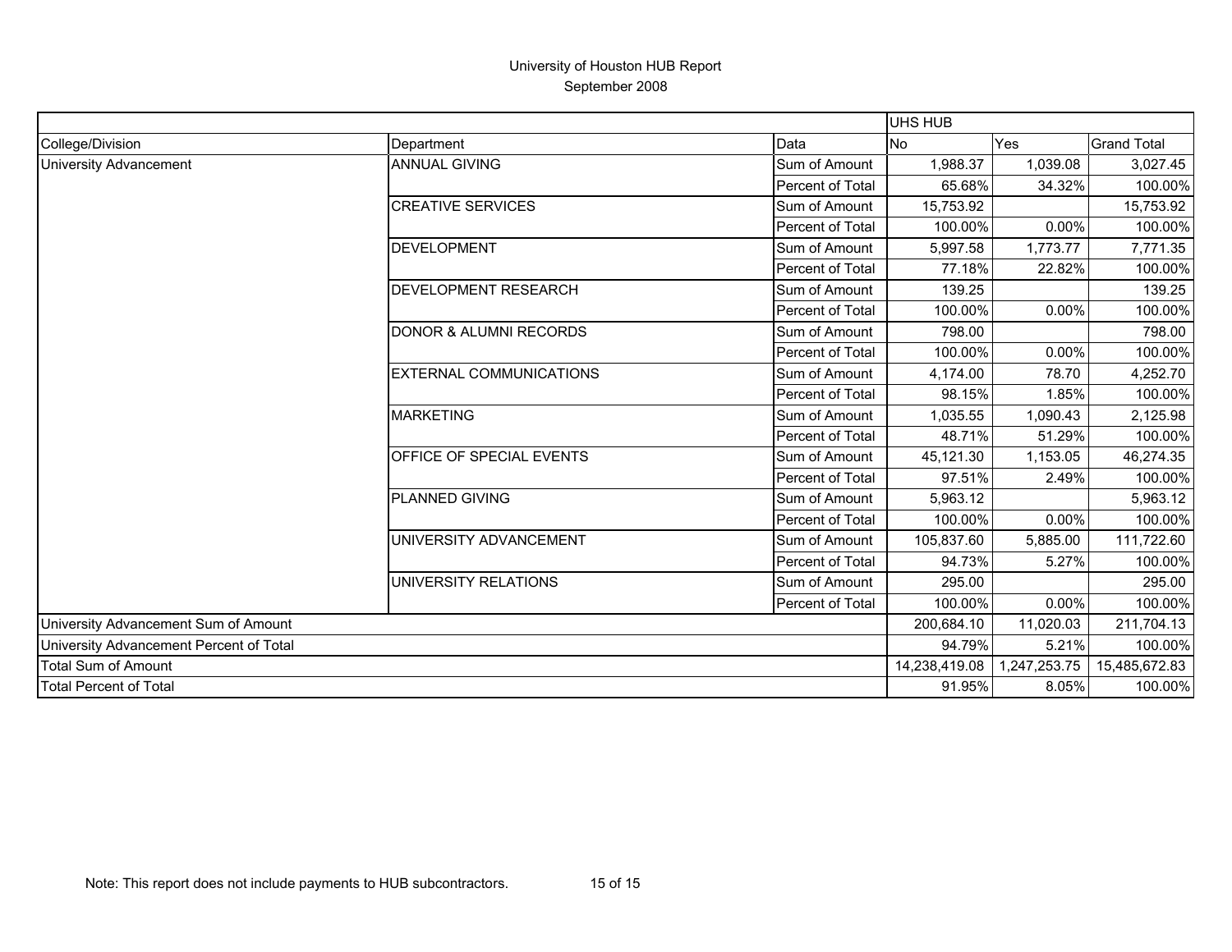# University of Houston HUB Report
## September 2008

| | | | UHS HUB | | |
|---|---|---|---|---|---|
| College/Division | Department | Data | No | Yes | Grand Total |
| University Advancement | ANNUAL GIVING | Sum of Amount | 1,988.37 | 1,039.08 | 3,027.45 |
| | | Percent of Total | 65.68% | 34.32% | 100.00% |
| | CREATIVE SERVICES | Sum of Amount | 15,753.92 | | 15,753.92 |
| | | Percent of Total | 100.00% | 0.00% | 100.00% |
| | DEVELOPMENT | Sum of Amount | 5,997.58 | 1,773.77 | 7,771.35 |
| | | Percent of Total | 77.18% | 22.82% | 100.00% |
| | DEVELOPMENT RESEARCH | Sum of Amount | 139.25 | | 139.25 |
| | | Percent of Total | 100.00% | 0.00% | 100.00% |
| | DONOR & ALUMNI RECORDS | Sum of Amount | 798.00 | | 798.00 |
| | | Percent of Total | 100.00% | 0.00% | 100.00% |
| | EXTERNAL COMMUNICATIONS | Sum of Amount | 4,174.00 | 78.70 | 4,252.70 |
| | | Percent of Total | 98.15% | 1.85% | 100.00% |
| | MARKETING | Sum of Amount | 1,035.55 | 1,090.43 | 2,125.98 |
| | | Percent of Total | 48.71% | 51.29% | 100.00% |
| | OFFICE OF SPECIAL EVENTS | Sum of Amount | 45,121.30 | 1,153.05 | 46,274.35 |
| | | Percent of Total | 97.51% | 2.49% | 100.00% |
| | PLANNED GIVING | Sum of Amount | 5,963.12 | | 5,963.12 |
| | | Percent of Total | 100.00% | 0.00% | 100.00% |
| | UNIVERSITY ADVANCEMENT | Sum of Amount | 105,837.60 | 5,885.00 | 111,722.60 |
| | | Percent of Total | 94.73% | 5.27% | 100.00% |
| | UNIVERSITY RELATIONS | Sum of Amount | 295.00 | | 295.00 |
| | | Percent of Total | 100.00% | 0.00% | 100.00% |
| University Advancement Sum of Amount | | | 200,684.10 | 11,020.03 | 211,704.13 |
| University Advancement Percent of Total | | | 94.79% | 5.21% | 100.00% |
| Total Sum of Amount | | | 14,238,419.08 | 1,247,253.75 | 15,485,672.83 |
| Total Percent of Total | | | 91.95% | 8.05% | 100.00% |

Note: This report does not include payments to HUB subcontractors.